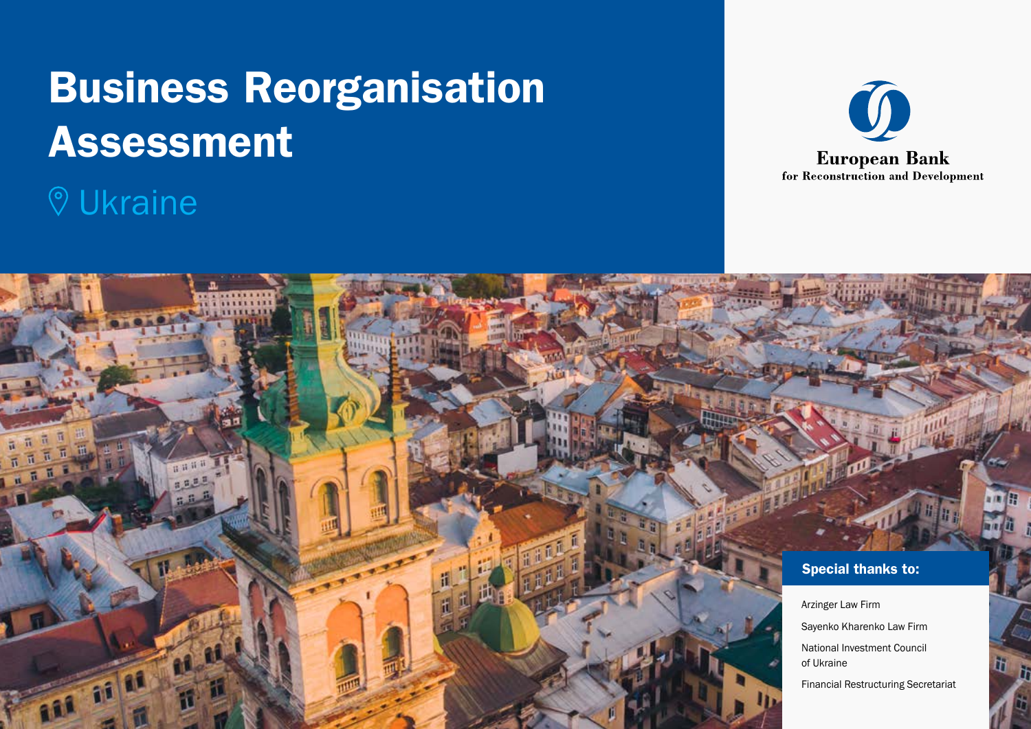# Business Reorganisation Assessment

## Ukraine

European Bank
for Reconstruction and Development

**Special thanks to:**

Arzinger Law Firm

Sayenko Kharenko Law Firm

National Investment Council of Ukraine

Financial Restructuring Secretariat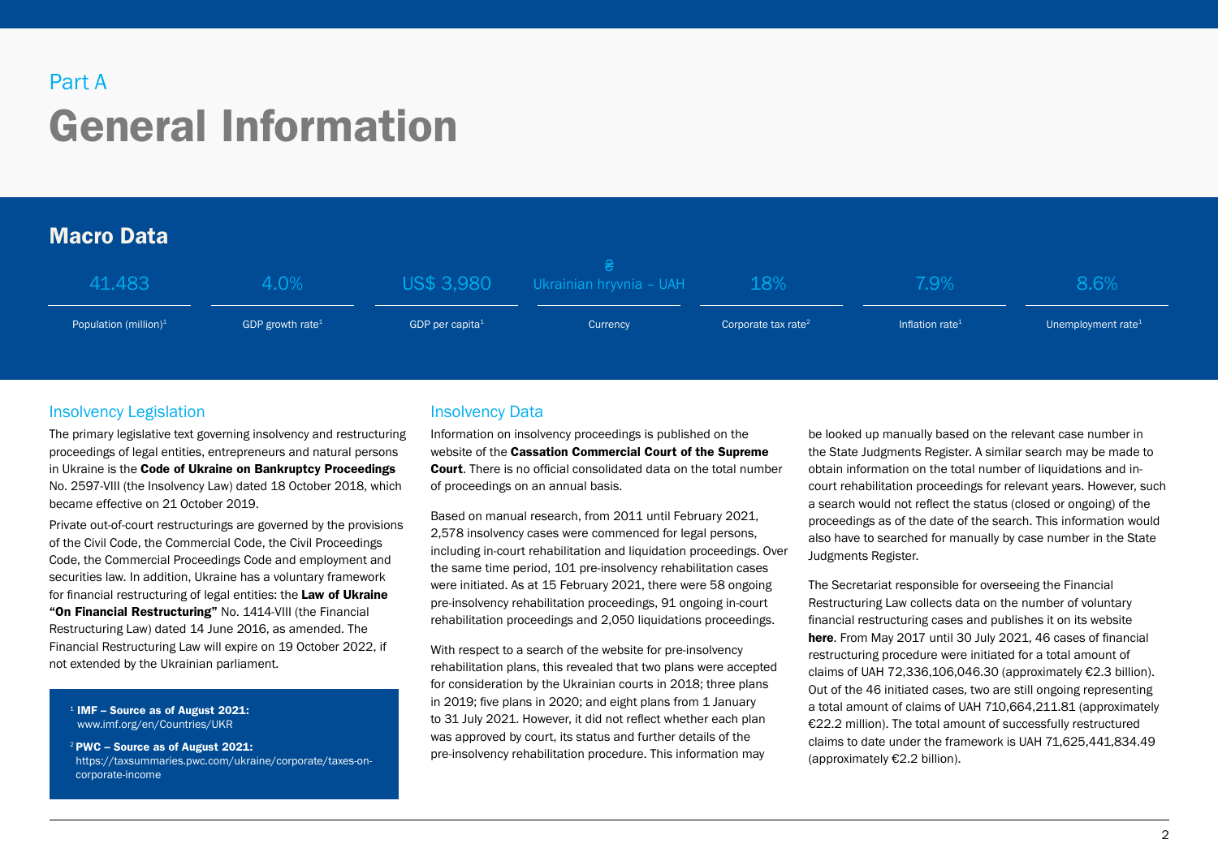Part A

# General Information

## Macro Data

| 41.483 | 4.0% | US$ 3,980 | ₴ Ukrainian hryvnia – UAH | 18% | 7.9% | 8.6% |
|---|---|---|---|---|---|---|
| Population (million)[1] | GDP growth rate[1] | GDP per capita[1] | Currency | Corporate tax rate[2] | Inflation rate[1] | Unemployment rate[1] |

### Insolvency Legislation

The primary legislative text governing insolvency and restructuring proceedings of legal entities, entrepreneurs and natural persons in Ukraine is the **Code of Ukraine on Bankruptcy Proceedings** No. 2597-VIII (the Insolvency Law) dated 18 October 2018, which became effective on 21 October 2019.

Private out-of-court restructurings are governed by the provisions of the Civil Code, the Commercial Code, the Civil Proceedings Code, the Commercial Proceedings Code and employment and securities law. In addition, Ukraine has a voluntary framework for financial restructuring of legal entities: the **Law of Ukraine "On Financial Restructuring"** No. 1414-VIII (the Financial Restructuring Law) dated 14 June 2016, as amended. The Financial Restructuring Law will expire on 19 October 2022, if not extended by the Ukrainian parliament.

[1] **IMF – Source as of August 2021:** www.imf.org/en/Countries/UKR

[2] **PWC – Source as of August 2021:** https://taxsummaries.pwc.com/ukraine/corporate/taxes-on-corporate-income

### Insolvency Data

Information on insolvency proceedings is published on the website of the **Cassation Commercial Court of the Supreme Court**. There is no official consolidated data on the total number of proceedings on an annual basis.

Based on manual research, from 2011 until February 2021, 2,578 insolvency cases were commenced for legal persons, including in-court rehabilitation and liquidation proceedings. Over the same time period, 101 pre-insolvency rehabilitation cases were initiated. As at 15 February 2021, there were 58 ongoing pre-insolvency rehabilitation proceedings, 91 ongoing in-court rehabilitation proceedings and 2,050 liquidations proceedings.

With respect to a search of the website for pre-insolvency rehabilitation plans, this revealed that two plans were accepted for consideration by the Ukrainian courts in 2018; three plans in 2019; five plans in 2020; and eight plans from 1 January to 31 July 2021. However, it did not reflect whether each plan was approved by court, its status and further details of the pre-insolvency rehabilitation procedure. This information may be looked up manually based on the relevant case number in the State Judgments Register. A similar search may be made to obtain information on the total number of liquidations and in-court rehabilitation proceedings for relevant years. However, such a search would not reflect the status (closed or ongoing) of the proceedings as of the date of the search. This information would also have to searched for manually by case number in the State Judgments Register.

The Secretariat responsible for overseeing the Financial Restructuring Law collects data on the number of voluntary financial restructuring cases and publishes it on its website **here**. From May 2017 until 30 July 2021, 46 cases of financial restructuring procedure were initiated for a total amount of claims of UAH 72,336,106,046.30 (approximately €2.3 billion). Out of the 46 initiated cases, two are still ongoing representing a total amount of claims of UAH 710,664,211.81 (approximately €22.2 million). The total amount of successfully restructured claims to date under the framework is UAH 71,625,441,834.49 (approximately €2.2 billion).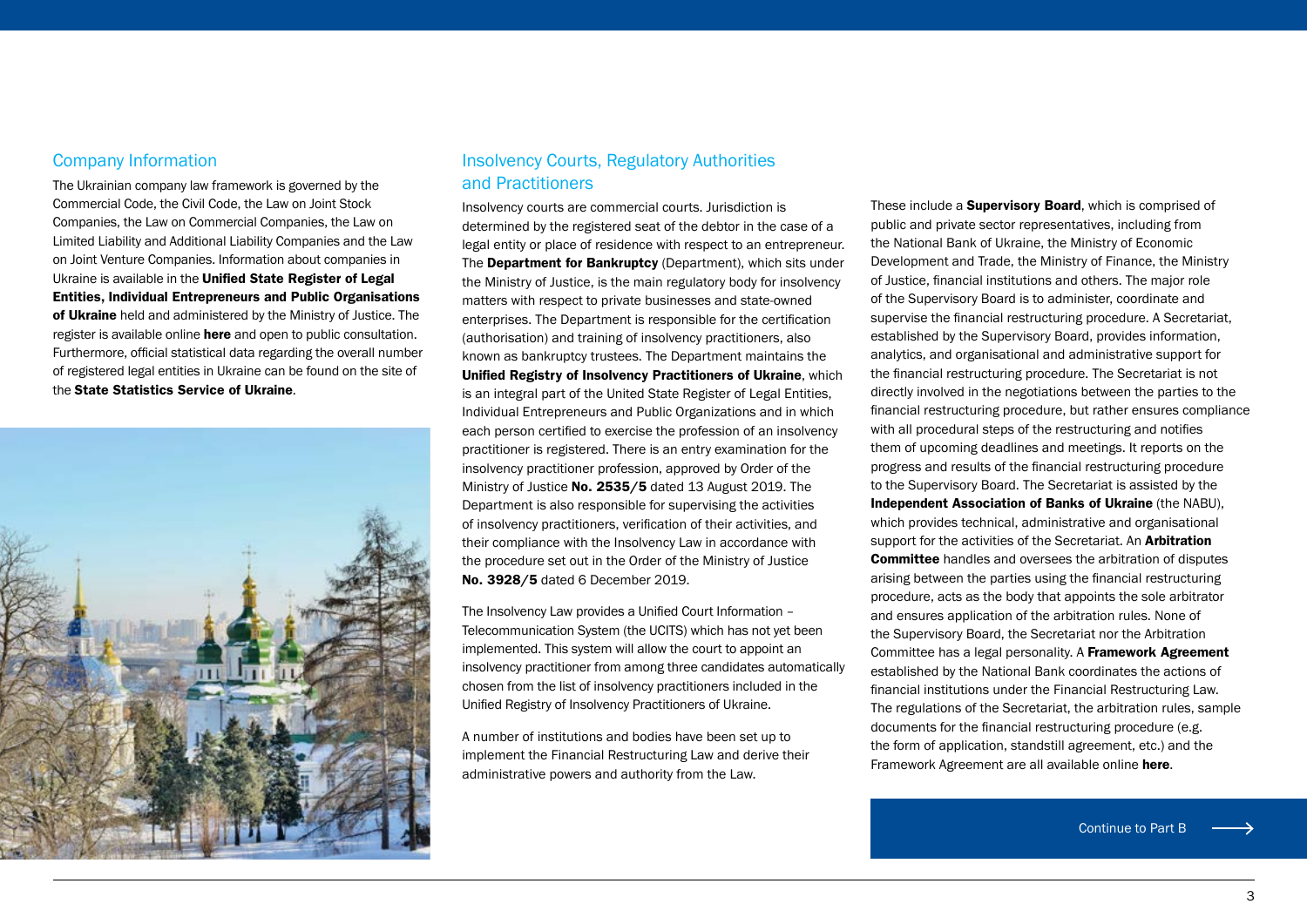## Company Information

The Ukrainian company law framework is governed by the Commercial Code, the Civil Code, the Law on Joint Stock Companies, the Law on Commercial Companies, the Law on Limited Liability and Additional Liability Companies and the Law on Joint Venture Companies. Information about companies in Ukraine is available in the **Unified State Register of Legal Entities, Individual Entrepreneurs and Public Organisations of Ukraine** held and administered by the Ministry of Justice. The register is available online **here** and open to public consultation. Furthermore, official statistical data regarding the overall number of registered legal entities in Ukraine can be found on the site of the **State Statistics Service of Ukraine**.

## Insolvency Courts, Regulatory Authorities and Practitioners

Insolvency courts are commercial courts. Jurisdiction is determined by the registered seat of the debtor in the case of a legal entity or place of residence with respect to an entrepreneur. The **Department for Bankruptcy** (Department), which sits under the Ministry of Justice, is the main regulatory body for insolvency matters with respect to private businesses and state-owned enterprises. The Department is responsible for the certification (authorisation) and training of insolvency practitioners, also known as bankruptcy trustees. The Department maintains the **Unified Registry of Insolvency Practitioners of Ukraine**, which is an integral part of the United State Register of Legal Entities, Individual Entrepreneurs and Public Organizations and in which each person certified to exercise the profession of an insolvency practitioner is registered. There is an entry examination for the insolvency practitioner profession, approved by Order of the Ministry of Justice **No. 2535/5** dated 13 August 2019. The Department is also responsible for supervising the activities of insolvency practitioners, verification of their activities, and their compliance with the Insolvency Law in accordance with the procedure set out in the Order of the Ministry of Justice **No. 3928/5** dated 6 December 2019.

The Insolvency Law provides a Unified Court Information – Telecommunication System (the UCITS) which has not yet been implemented. This system will allow the court to appoint an insolvency practitioner from among three candidates automatically chosen from the list of insolvency practitioners included in the Unified Registry of Insolvency Practitioners of Ukraine.

A number of institutions and bodies have been set up to implement the Financial Restructuring Law and derive their administrative powers and authority from the Law.

These include a **Supervisory Board**, which is comprised of public and private sector representatives, including from the National Bank of Ukraine, the Ministry of Economic Development and Trade, the Ministry of Finance, the Ministry of Justice, financial institutions and others. The major role of the Supervisory Board is to administer, coordinate and supervise the financial restructuring procedure. A Secretariat, established by the Supervisory Board, provides information, analytics, and organisational and administrative support for the financial restructuring procedure. The Secretariat is not directly involved in the negotiations between the parties to the financial restructuring procedure, but rather ensures compliance with all procedural steps of the restructuring and notifies them of upcoming deadlines and meetings. It reports on the progress and results of the financial restructuring procedure to the Supervisory Board. The Secretariat is assisted by the **Independent Association of Banks of Ukraine** (the NABU), which provides technical, administrative and organisational support for the activities of the Secretariat. An **Arbitration Committee** handles and oversees the arbitration of disputes arising between the parties using the financial restructuring procedure, acts as the body that appoints the sole arbitrator and ensures application of the arbitration rules. None of the Supervisory Board, the Secretariat nor the Arbitration Committee has a legal personality. A **Framework Agreement** established by the National Bank coordinates the actions of financial institutions under the Financial Restructuring Law. The regulations of the Secretariat, the arbitration rules, sample documents for the financial restructuring procedure (e.g. the form of application, standstill agreement, etc.) and the Framework Agreement are all available online **here**.

Continue to Part B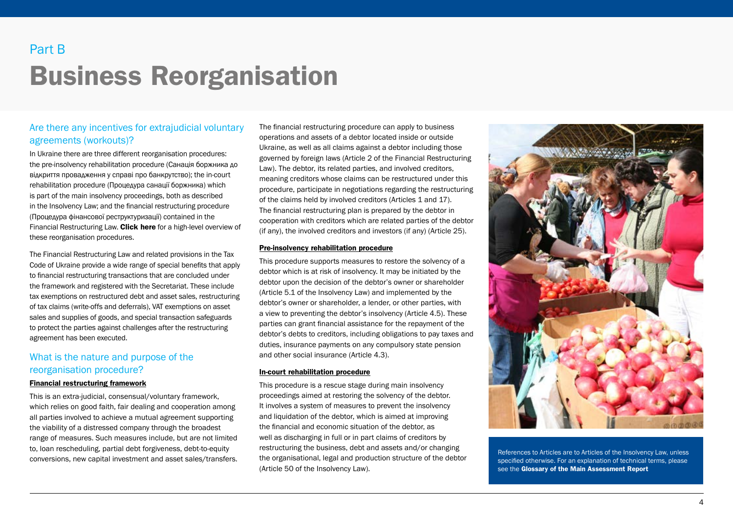Part B

# Business Reorganisation

## Are there any incentives for extrajudicial voluntary agreements (workouts)?

In Ukraine there are three different reorganisation procedures: the pre-insolvency rehabilitation procedure (Санація боржника до відкриття провадження у справі про банкрутство); the in-court rehabilitation procedure (Процедура санації боржника) which is part of the main insolvency proceedings, both as described in the Insolvency Law; and the financial restructuring procedure (Процедура фінансової реструктуризації) contained in the Financial Restructuring Law. **Click here** for a high-level overview of these reorganisation procedures.

The Financial Restructuring Law and related provisions in the Tax Code of Ukraine provide a wide range of special benefits that apply to financial restructuring transactions that are concluded under the framework and registered with the Secretariat. These include tax exemptions on restructured debt and asset sales, restructuring of tax claims (write-offs and deferrals), VAT exemptions on asset sales and supplies of goods, and special transaction safeguards to protect the parties against challenges after the restructuring agreement has been executed.

## What is the nature and purpose of the reorganisation procedure?

**Financial restructuring framework**

This is an extra-judicial, consensual/voluntary framework, which relies on good faith, fair dealing and cooperation among all parties involved to achieve a mutual agreement supporting the viability of a distressed company through the broadest range of measures. Such measures include, but are not limited to, loan rescheduling, partial debt forgiveness, debt-to-equity conversions, new capital investment and asset sales/transfers.

The financial restructuring procedure can apply to business operations and assets of a debtor located inside or outside Ukraine, as well as all claims against a debtor including those governed by foreign laws (Article 2 of the Financial Restructuring Law). The debtor, its related parties, and involved creditors, meaning creditors whose claims can be restructured under this procedure, participate in negotiations regarding the restructuring of the claims held by involved creditors (Articles 1 and 17). The financial restructuring plan is prepared by the debtor in cooperation with creditors which are related parties of the debtor (if any), the involved creditors and investors (if any) (Article 25).

**Pre-insolvency rehabilitation procedure**

This procedure supports measures to restore the solvency of a debtor which is at risk of insolvency. It may be initiated by the debtor upon the decision of the debtor's owner or shareholder (Article 5.1 of the Insolvency Law) and implemented by the debtor's owner or shareholder, a lender, or other parties, with a view to preventing the debtor's insolvency (Article 4.5). These parties can grant financial assistance for the repayment of the debtor's debts to creditors, including obligations to pay taxes and duties, insurance payments on any compulsory state pension and other social insurance (Article 4.3).

**In-court rehabilitation procedure**

This procedure is a rescue stage during main insolvency proceedings aimed at restoring the solvency of the debtor. It involves a system of measures to prevent the insolvency and liquidation of the debtor, which is aimed at improving the financial and economic situation of the debtor, as well as discharging in full or in part claims of creditors by restructuring the business, debt and assets and/or changing the organisational, legal and production structure of the debtor (Article 50 of the Insolvency Law).

References to Articles are to Articles of the Insolvency Law, unless specified otherwise. For an explanation of technical terms, please see the **Glossary of the Main Assessment Report**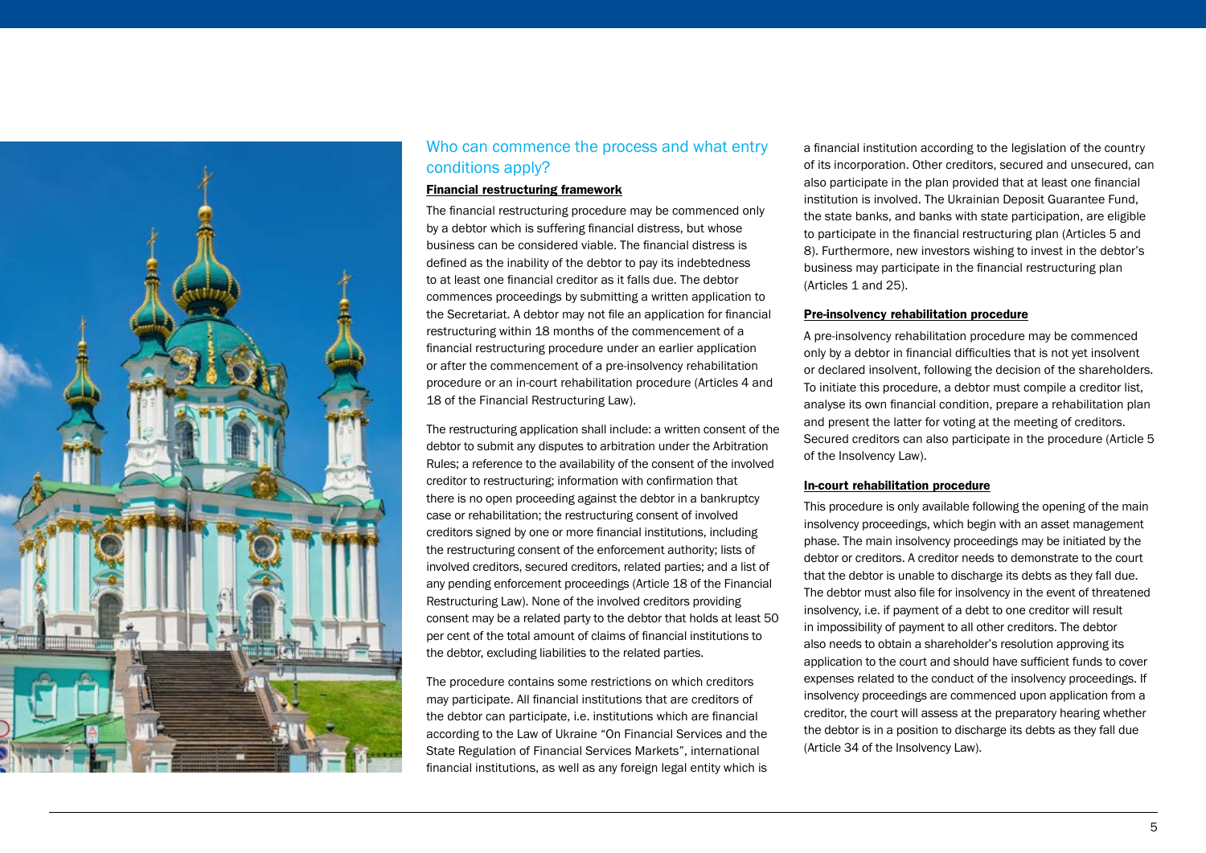## Who can commence the process and what entry conditions apply?

### Financial restructuring framework

The financial restructuring procedure may be commenced only by a debtor which is suffering financial distress, but whose business can be considered viable. The financial distress is defined as the inability of the debtor to pay its indebtedness to at least one financial creditor as it falls due. The debtor commences proceedings by submitting a written application to the Secretariat. A debtor may not file an application for financial restructuring within 18 months of the commencement of a financial restructuring procedure under an earlier application or after the commencement of a pre-insolvency rehabilitation procedure or an in-court rehabilitation procedure (Articles 4 and 18 of the Financial Restructuring Law).

The restructuring application shall include: a written consent of the debtor to submit any disputes to arbitration under the Arbitration Rules; a reference to the availability of the consent of the involved creditor to restructuring; information with confirmation that there is no open proceeding against the debtor in a bankruptcy case or rehabilitation; the restructuring consent of involved creditors signed by one or more financial institutions, including the restructuring consent of the enforcement authority; lists of involved creditors, secured creditors, related parties; and a list of any pending enforcement proceedings (Article 18 of the Financial Restructuring Law). None of the involved creditors providing consent may be a related party to the debtor that holds at least 50 per cent of the total amount of claims of financial institutions to the debtor, excluding liabilities to the related parties.

The procedure contains some restrictions on which creditors may participate. All financial institutions that are creditors of the debtor can participate, i.e. institutions which are financial according to the Law of Ukraine "On Financial Services and the State Regulation of Financial Services Markets", international financial institutions, as well as any foreign legal entity which is a financial institution according to the legislation of the country of its incorporation. Other creditors, secured and unsecured, can also participate in the plan provided that at least one financial institution is involved. The Ukrainian Deposit Guarantee Fund, the state banks, and banks with state participation, are eligible to participate in the financial restructuring plan (Articles 5 and 8). Furthermore, new investors wishing to invest in the debtor's business may participate in the financial restructuring plan (Articles 1 and 25).

### Pre-insolvency rehabilitation procedure

A pre-insolvency rehabilitation procedure may be commenced only by a debtor in financial difficulties that is not yet insolvent or declared insolvent, following the decision of the shareholders. To initiate this procedure, a debtor must compile a creditor list, analyse its own financial condition, prepare a rehabilitation plan and present the latter for voting at the meeting of creditors. Secured creditors can also participate in the procedure (Article 5 of the Insolvency Law).

### In-court rehabilitation procedure

This procedure is only available following the opening of the main insolvency proceedings, which begin with an asset management phase. The main insolvency proceedings may be initiated by the debtor or creditors. A creditor needs to demonstrate to the court that the debtor is unable to discharge its debts as they fall due. The debtor must also file for insolvency in the event of threatened insolvency, i.e. if payment of a debt to one creditor will result in impossibility of payment to all other creditors. The debtor also needs to obtain a shareholder's resolution approving its application to the court and should have sufficient funds to cover expenses related to the conduct of the insolvency proceedings. If insolvency proceedings are commenced upon application from a creditor, the court will assess at the preparatory hearing whether the debtor is in a position to discharge its debts as they fall due (Article 34 of the Insolvency Law).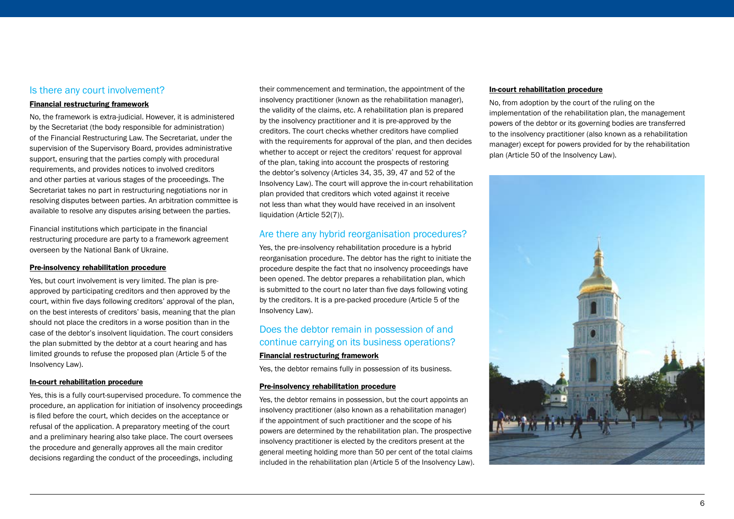## Is there any court involvement?

**Financial restructuring framework**

No, the framework is extra-judicial. However, it is administered by the Secretariat (the body responsible for administration) of the Financial Restructuring Law. The Secretariat, under the supervision of the Supervisory Board, provides administrative support, ensuring that the parties comply with procedural requirements, and provides notices to involved creditors and other parties at various stages of the proceedings. The Secretariat takes no part in restructuring negotiations nor in resolving disputes between parties. An arbitration committee is available to resolve any disputes arising between the parties.

Financial institutions which participate in the financial restructuring procedure are party to a framework agreement overseen by the National Bank of Ukraine.

**Pre-insolvency rehabilitation procedure**

Yes, but court involvement is very limited. The plan is pre-approved by participating creditors and then approved by the court, within five days following creditors' approval of the plan, on the best interests of creditors' basis, meaning that the plan should not place the creditors in a worse position than in the case of the debtor's insolvent liquidation. The court considers the plan submitted by the debtor at a court hearing and has limited grounds to refuse the proposed plan (Article 5 of the Insolvency Law).

**In-court rehabilitation procedure**

Yes, this is a fully court-supervised procedure. To commence the procedure, an application for initiation of insolvency proceedings is filed before the court, which decides on the acceptance or refusal of the application. A preparatory meeting of the court and a preliminary hearing also take place. The court oversees the procedure and generally approves all the main creditor decisions regarding the conduct of the proceedings, including their commencement and termination, the appointment of the insolvency practitioner (known as the rehabilitation manager), the validity of the claims, etc. A rehabilitation plan is prepared by the insolvency practitioner and it is pre-approved by the creditors. The court checks whether creditors have complied with the requirements for approval of the plan, and then decides whether to accept or reject the creditors' request for approval of the plan, taking into account the prospects of restoring the debtor's solvency (Articles 34, 35, 39, 47 and 52 of the Insolvency Law). The court will approve the in-court rehabilitation plan provided that creditors which voted against it receive not less than what they would have received in an insolvent liquidation (Article 52(7)).

## Are there any hybrid reorganisation procedures?

Yes, the pre-insolvency rehabilitation procedure is a hybrid reorganisation procedure. The debtor has the right to initiate the procedure despite the fact that no insolvency proceedings have been opened. The debtor prepares a rehabilitation plan, which is submitted to the court no later than five days following voting by the creditors. It is a pre-packed procedure (Article 5 of the Insolvency Law).

## Does the debtor remain in possession of and continue carrying on its business operations?

**Financial restructuring framework**

Yes, the debtor remains fully in possession of its business.

**Pre-insolvency rehabilitation procedure**

Yes, the debtor remains in possession, but the court appoints an insolvency practitioner (also known as a rehabilitation manager) if the appointment of such practitioner and the scope of his powers are determined by the rehabilitation plan. The prospective insolvency practitioner is elected by the creditors present at the general meeting holding more than 50 per cent of the total claims included in the rehabilitation plan (Article 5 of the Insolvency Law).

**In-court rehabilitation procedure**

No, from adoption by the court of the ruling on the implementation of the rehabilitation plan, the management powers of the debtor or its governing bodies are transferred to the insolvency practitioner (also known as a rehabilitation manager) except for powers provided for by the rehabilitation plan (Article 50 of the Insolvency Law).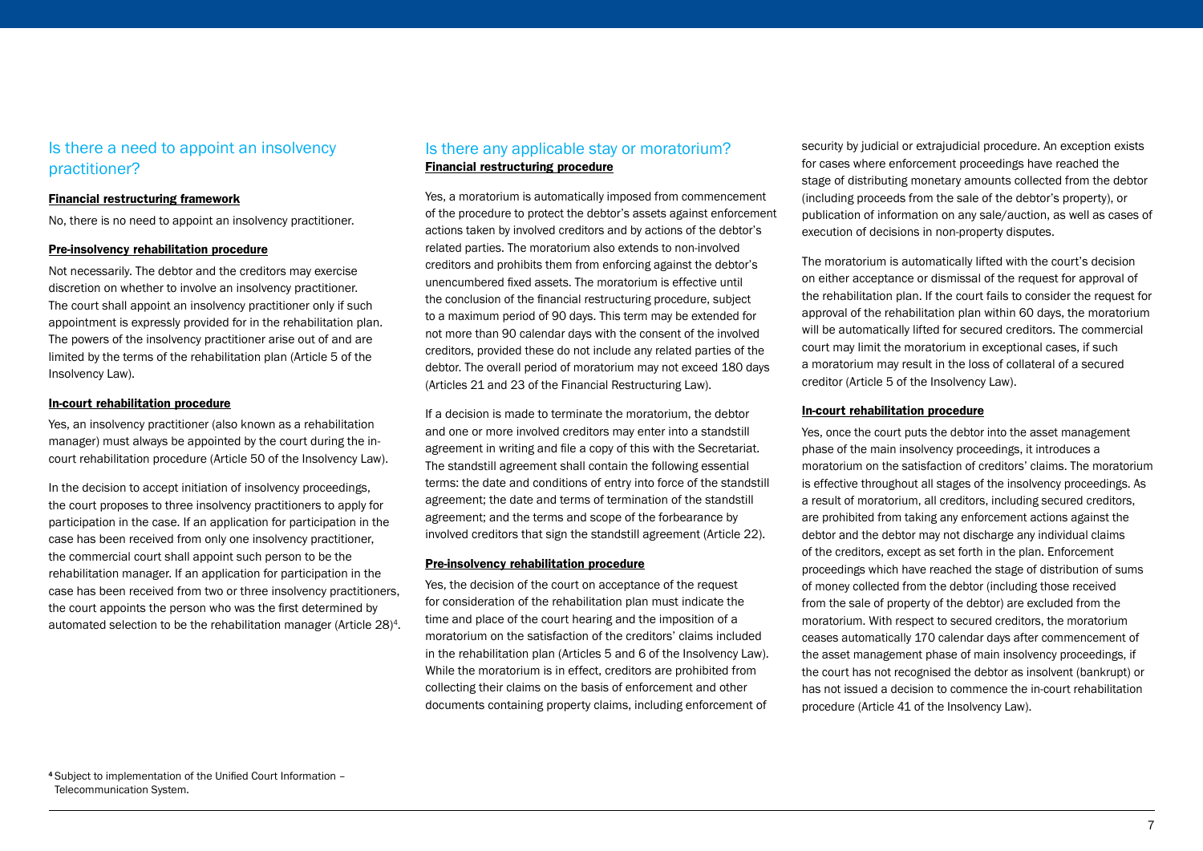## Is there a need to appoint an insolvency practitioner?

**Financial restructuring framework**

No, there is no need to appoint an insolvency practitioner.

**Pre-insolvency rehabilitation procedure**

Not necessarily. The debtor and the creditors may exercise discretion on whether to involve an insolvency practitioner. The court shall appoint an insolvency practitioner only if such appointment is expressly provided for in the rehabilitation plan. The powers of the insolvency practitioner arise out of and are limited by the terms of the rehabilitation plan (Article 5 of the Insolvency Law).

**In-court rehabilitation procedure**

Yes, an insolvency practitioner (also known as a rehabilitation manager) must always be appointed by the court during the in-court rehabilitation procedure (Article 50 of the Insolvency Law).

In the decision to accept initiation of insolvency proceedings, the court proposes to three insolvency practitioners to apply for participation in the case. If an application for participation in the case has been received from only one insolvency practitioner, the commercial court shall appoint such person to be the rehabilitation manager. If an application for participation in the case has been received from two or three insolvency practitioners, the court appoints the person who was the first determined by automated selection to be the rehabilitation manager (Article 28)[4].

## Is there any applicable stay or moratorium?

**Financial restructuring procedure**

Yes, a moratorium is automatically imposed from commencement of the procedure to protect the debtor's assets against enforcement actions taken by involved creditors and by actions of the debtor's related parties. The moratorium also extends to non-involved creditors and prohibits them from enforcing against the debtor's unencumbered fixed assets. The moratorium is effective until the conclusion of the financial restructuring procedure, subject to a maximum period of 90 days. This term may be extended for not more than 90 calendar days with the consent of the involved creditors, provided these do not include any related parties of the debtor. The overall period of moratorium may not exceed 180 days (Articles 21 and 23 of the Financial Restructuring Law).

If a decision is made to terminate the moratorium, the debtor and one or more involved creditors may enter into a standstill agreement in writing and file a copy of this with the Secretariat. The standstill agreement shall contain the following essential terms: the date and conditions of entry into force of the standstill agreement; the date and terms of termination of the standstill agreement; and the terms and scope of the forbearance by involved creditors that sign the standstill agreement (Article 22).

**Pre-insolvency rehabilitation procedure**

Yes, the decision of the court on acceptance of the request for consideration of the rehabilitation plan must indicate the time and place of the court hearing and the imposition of a moratorium on the satisfaction of the creditors' claims included in the rehabilitation plan (Articles 5 and 6 of the Insolvency Law). While the moratorium is in effect, creditors are prohibited from collecting their claims on the basis of enforcement and other documents containing property claims, including enforcement of security by judicial or extrajudicial procedure. An exception exists for cases where enforcement proceedings have reached the stage of distributing monetary amounts collected from the debtor (including proceeds from the sale of the debtor's property), or publication of information on any sale/auction, as well as cases of execution of decisions in non-property disputes.

The moratorium is automatically lifted with the court's decision on either acceptance or dismissal of the request for approval of the rehabilitation plan. If the court fails to consider the request for approval of the rehabilitation plan within 60 days, the moratorium will be automatically lifted for secured creditors. The commercial court may limit the moratorium in exceptional cases, if such a moratorium may result in the loss of collateral of a secured creditor (Article 5 of the Insolvency Law).

**In-court rehabilitation procedure**

Yes, once the court puts the debtor into the asset management phase of the main insolvency proceedings, it introduces a moratorium on the satisfaction of creditors' claims. The moratorium is effective throughout all stages of the insolvency proceedings. As a result of moratorium, all creditors, including secured creditors, are prohibited from taking any enforcement actions against the debtor and the debtor may not discharge any individual claims of the creditors, except as set forth in the plan. Enforcement proceedings which have reached the stage of distribution of sums of money collected from the debtor (including those received from the sale of property of the debtor) are excluded from the moratorium. With respect to secured creditors, the moratorium ceases automatically 170 calendar days after commencement of the asset management phase of main insolvency proceedings, if the court has not recognised the debtor as insolvent (bankrupt) or has not issued a decision to commence the in-court rehabilitation procedure (Article 41 of the Insolvency Law).

[4] Subject to implementation of the Unified Court Information – Telecommunication System.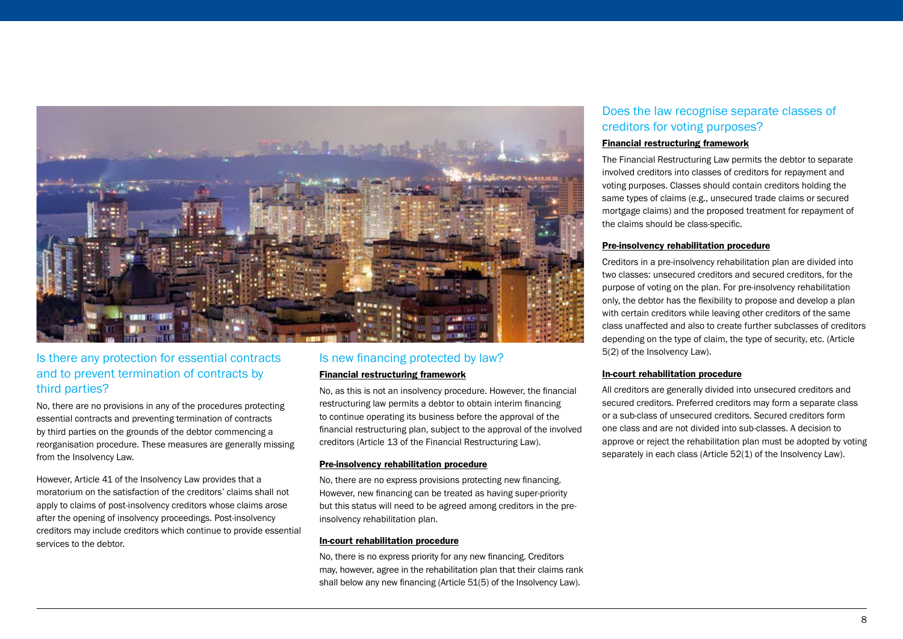## Is there any protection for essential contracts and to prevent termination of contracts by third parties?

No, there are no provisions in any of the procedures protecting essential contracts and preventing termination of contracts by third parties on the grounds of the debtor commencing a reorganisation procedure. These measures are generally missing from the Insolvency Law.

However, Article 41 of the Insolvency Law provides that a moratorium on the satisfaction of the creditors' claims shall not apply to claims of post-insolvency creditors whose claims arose after the opening of insolvency proceedings. Post-insolvency creditors may include creditors which continue to provide essential services to the debtor.

## Is new financing protected by law?

**Financial restructuring framework**

No, as this is not an insolvency procedure. However, the financial restructuring law permits a debtor to obtain interim financing to continue operating its business before the approval of the financial restructuring plan, subject to the approval of the involved creditors (Article 13 of the Financial Restructuring Law).

**Pre-insolvency rehabilitation procedure**

No, there are no express provisions protecting new financing. However, new financing can be treated as having super-priority but this status will need to be agreed among creditors in the pre-insolvency rehabilitation plan.

**In-court rehabilitation procedure**

No, there is no express priority for any new financing. Creditors may, however, agree in the rehabilitation plan that their claims rank shall below any new financing (Article 51(5) of the Insolvency Law).

## Does the law recognise separate classes of creditors for voting purposes?

**Financial restructuring framework**

The Financial Restructuring Law permits the debtor to separate involved creditors into classes of creditors for repayment and voting purposes. Classes should contain creditors holding the same types of claims (e.g., unsecured trade claims or secured mortgage claims) and the proposed treatment for repayment of the claims should be class-specific.

**Pre-insolvency rehabilitation procedure**

Creditors in a pre-insolvency rehabilitation plan are divided into two classes: unsecured creditors and secured creditors, for the purpose of voting on the plan. For pre-insolvency rehabilitation only, the debtor has the flexibility to propose and develop a plan with certain creditors while leaving other creditors of the same class unaffected and also to create further subclasses of creditors depending on the type of claim, the type of security, etc. (Article 5(2) of the Insolvency Law).

**In-court rehabilitation procedure**

All creditors are generally divided into unsecured creditors and secured creditors. Preferred creditors may form a separate class or a sub-class of unsecured creditors. Secured creditors form one class and are not divided into sub-classes. A decision to approve or reject the rehabilitation plan must be adopted by voting separately in each class (Article 52(1) of the Insolvency Law).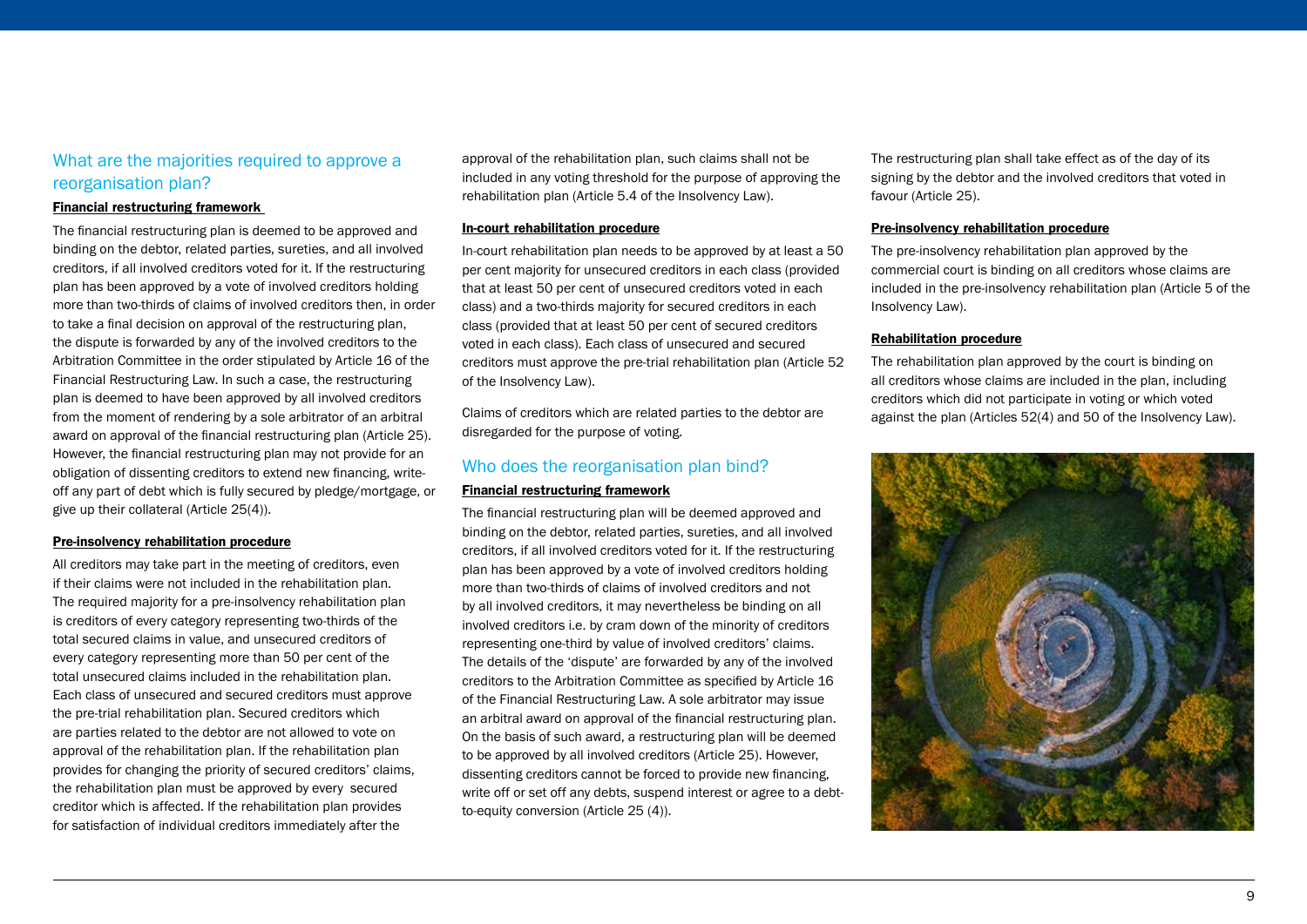## What are the majorities required to approve a reorganisation plan?

**Financial restructuring framework**

The financial restructuring plan is deemed to be approved and binding on the debtor, related parties, sureties, and all involved creditors, if all involved creditors voted for it. If the restructuring plan has been approved by a vote of involved creditors holding more than two-thirds of claims of involved creditors then, in order to take a final decision on approval of the restructuring plan, the dispute is forwarded by any of the involved creditors to the Arbitration Committee in the order stipulated by Article 16 of the Financial Restructuring Law. In such a case, the restructuring plan is deemed to have been approved by all involved creditors from the moment of rendering by a sole arbitrator of an arbitral award on approval of the financial restructuring plan (Article 25). However, the financial restructuring plan may not provide for an obligation of dissenting creditors to extend new financing, write-off any part of debt which is fully secured by pledge/mortgage, or give up their collateral (Article 25(4)).

**Pre-insolvency rehabilitation procedure**

All creditors may take part in the meeting of creditors, even if their claims were not included in the rehabilitation plan. The required majority for a pre-insolvency rehabilitation plan is creditors of every category representing two-thirds of the total secured claims in value, and unsecured creditors of every category representing more than 50 per cent of the total unsecured claims included in the rehabilitation plan. Each class of unsecured and secured creditors must approve the pre-trial rehabilitation plan. Secured creditors which are parties related to the debtor are not allowed to vote on approval of the rehabilitation plan. If the rehabilitation plan provides for changing the priority of secured creditors' claims, the rehabilitation plan must be approved by every secured creditor which is affected. If the rehabilitation plan provides for satisfaction of individual creditors immediately after the approval of the rehabilitation plan, such claims shall not be included in any voting threshold for the purpose of approving the rehabilitation plan (Article 5.4 of the Insolvency Law).

**In-court rehabilitation procedure**

In-court rehabilitation plan needs to be approved by at least a 50 per cent majority for unsecured creditors in each class (provided that at least 50 per cent of unsecured creditors voted in each class) and a two-thirds majority for secured creditors in each class (provided that at least 50 per cent of secured creditors voted in each class). Each class of unsecured and secured creditors must approve the pre-trial rehabilitation plan (Article 52 of the Insolvency Law).

Claims of creditors which are related parties to the debtor are disregarded for the purpose of voting.

## Who does the reorganisation plan bind?

**Financial restructuring framework**

The financial restructuring plan will be deemed approved and binding on the debtor, related parties, sureties, and all involved creditors, if all involved creditors voted for it. If the restructuring plan has been approved by a vote of involved creditors holding more than two-thirds of claims of involved creditors and not by all involved creditors, it may nevertheless be binding on all involved creditors i.e. by cram down of the minority of creditors representing one-third by value of involved creditors' claims. The details of the 'dispute' are forwarded by any of the involved creditors to the Arbitration Committee as specified by Article 16 of the Financial Restructuring Law. A sole arbitrator may issue an arbitral award on approval of the financial restructuring plan. On the basis of such award, a restructuring plan will be deemed to be approved by all involved creditors (Article 25). However, dissenting creditors cannot be forced to provide new financing, write off or set off any debts, suspend interest or agree to a debt-to-equity conversion (Article 25 (4)).

The restructuring plan shall take effect as of the day of its signing by the debtor and the involved creditors that voted in favour (Article 25).

**Pre-insolvency rehabilitation procedure**

The pre-insolvency rehabilitation plan approved by the commercial court is binding on all creditors whose claims are included in the pre-insolvency rehabilitation plan (Article 5 of the Insolvency Law).

**Rehabilitation procedure**

The rehabilitation plan approved by the court is binding on all creditors whose claims are included in the plan, including creditors which did not participate in voting or which voted against the plan (Articles 52(4) and 50 of the Insolvency Law).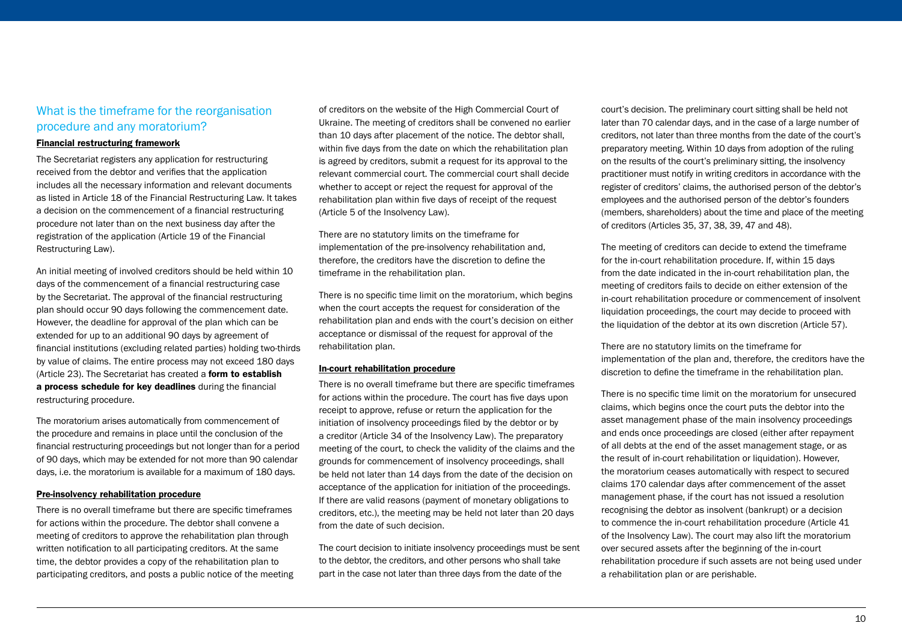## What is the timeframe for the reorganisation procedure and any moratorium?

### Financial restructuring framework

The Secretariat registers any application for restructuring received from the debtor and verifies that the application includes all the necessary information and relevant documents as listed in Article 18 of the Financial Restructuring Law. It takes a decision on the commencement of a financial restructuring procedure not later than on the next business day after the registration of the application (Article 19 of the Financial Restructuring Law).

An initial meeting of involved creditors should be held within 10 days of the commencement of a financial restructuring case by the Secretariat. The approval of the financial restructuring plan should occur 90 days following the commencement date. However, the deadline for approval of the plan which can be extended for up to an additional 90 days by agreement of financial institutions (excluding related parties) holding two-thirds by value of claims. The entire process may not exceed 180 days (Article 23). The Secretariat has created a **form to establish a process schedule for key deadlines** during the financial restructuring procedure.

The moratorium arises automatically from commencement of the procedure and remains in place until the conclusion of the financial restructuring proceedings but not longer than for a period of 90 days, which may be extended for not more than 90 calendar days, i.e. the moratorium is available for a maximum of 180 days.

### Pre-insolvency rehabilitation procedure

There is no overall timeframe but there are specific timeframes for actions within the procedure. The debtor shall convene a meeting of creditors to approve the rehabilitation plan through written notification to all participating creditors. At the same time, the debtor provides a copy of the rehabilitation plan to participating creditors, and posts a public notice of the meeting of creditors on the website of the High Commercial Court of Ukraine. The meeting of creditors shall be convened no earlier than 10 days after placement of the notice. The debtor shall, within five days from the date on which the rehabilitation plan is agreed by creditors, submit a request for its approval to the relevant commercial court. The commercial court shall decide whether to accept or reject the request for approval of the rehabilitation plan within five days of receipt of the request (Article 5 of the Insolvency Law).

There are no statutory limits on the timeframe for implementation of the pre-insolvency rehabilitation and, therefore, the creditors have the discretion to define the timeframe in the rehabilitation plan.

There is no specific time limit on the moratorium, which begins when the court accepts the request for consideration of the rehabilitation plan and ends with the court's decision on either acceptance or dismissal of the request for approval of the rehabilitation plan.

### In-court rehabilitation procedure

There is no overall timeframe but there are specific timeframes for actions within the procedure. The court has five days upon receipt to approve, refuse or return the application for the initiation of insolvency proceedings filed by the debtor or by a creditor (Article 34 of the Insolvency Law). The preparatory meeting of the court, to check the validity of the claims and the grounds for commencement of insolvency proceedings, shall be held not later than 14 days from the date of the decision on acceptance of the application for initiation of the proceedings. If there are valid reasons (payment of monetary obligations to creditors, etc.), the meeting may be held not later than 20 days from the date of such decision.

The court decision to initiate insolvency proceedings must be sent to the debtor, the creditors, and other persons who shall take part in the case not later than three days from the date of the court's decision. The preliminary court sitting shall be held not later than 70 calendar days, and in the case of a large number of creditors, not later than three months from the date of the court's preparatory meeting. Within 10 days from adoption of the ruling on the results of the court's preliminary sitting, the insolvency practitioner must notify in writing creditors in accordance with the register of creditors' claims, the authorised person of the debtor's employees and the authorised person of the debtor's founders (members, shareholders) about the time and place of the meeting of creditors (Articles 35, 37, 38, 39, 47 and 48).

The meeting of creditors can decide to extend the timeframe for the in-court rehabilitation procedure. If, within 15 days from the date indicated in the in-court rehabilitation plan, the meeting of creditors fails to decide on either extension of the in-court rehabilitation procedure or commencement of insolvent liquidation proceedings, the court may decide to proceed with the liquidation of the debtor at its own discretion (Article 57).

There are no statutory limits on the timeframe for implementation of the plan and, therefore, the creditors have the discretion to define the timeframe in the rehabilitation plan.

There is no specific time limit on the moratorium for unsecured claims, which begins once the court puts the debtor into the asset management phase of the main insolvency proceedings and ends once proceedings are closed (either after repayment of all debts at the end of the asset management stage, or as the result of in-court rehabilitation or liquidation). However, the moratorium ceases automatically with respect to secured claims 170 calendar days after commencement of the asset management phase, if the court has not issued a resolution recognising the debtor as insolvent (bankrupt) or a decision to commence the in-court rehabilitation procedure (Article 41 of the Insolvency Law). The court may also lift the moratorium over secured assets after the beginning of the in-court rehabilitation procedure if such assets are not being used under a rehabilitation plan or are perishable.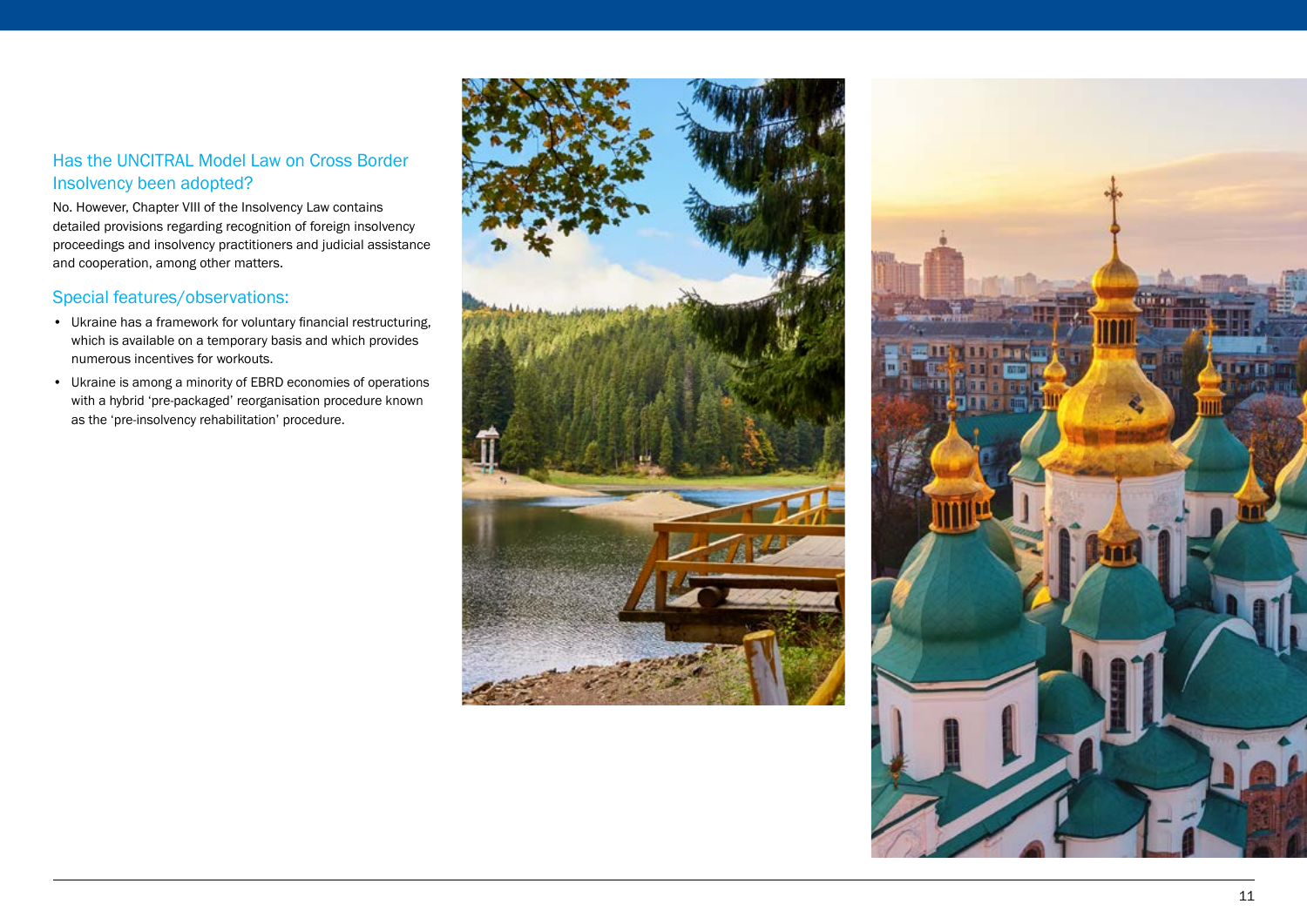## Has the UNCITRAL Model Law on Cross Border Insolvency been adopted?

No. However, Chapter VIII of the Insolvency Law contains detailed provisions regarding recognition of foreign insolvency proceedings and insolvency practitioners and judicial assistance and cooperation, among other matters.

## Special features/observations:

- Ukraine has a framework for voluntary financial restructuring, which is available on a temporary basis and which provides numerous incentives for workouts.
- Ukraine is among a minority of EBRD economies of operations with a hybrid 'pre-packaged' reorganisation procedure known as the 'pre-insolvency rehabilitation' procedure.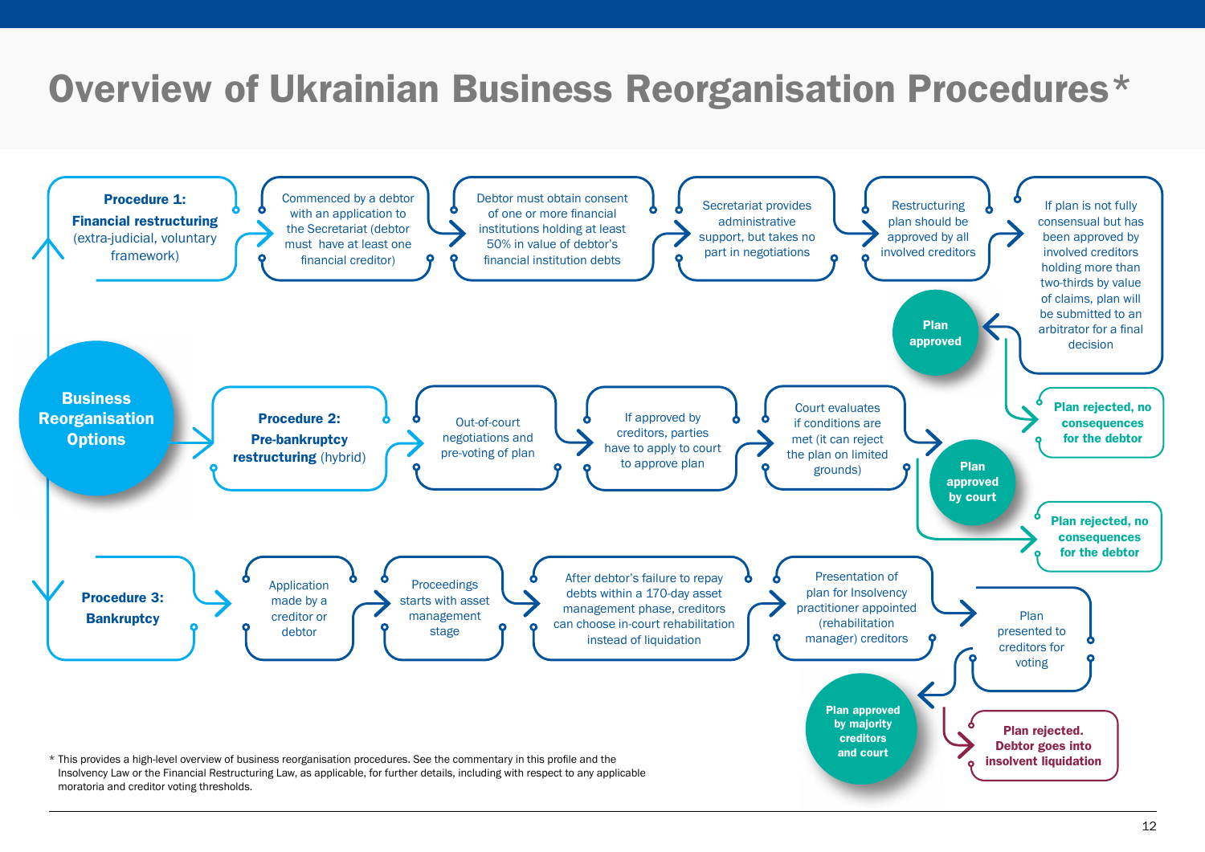# Overview of Ukrainian Business Reorganisation Procedures*

**Business Reorganisation Options**

**Procedure 1: Financial restructuring** (extra-judicial, voluntary framework)

- Commenced by a debtor with an application to the Secretariat (debtor must have at least one financial creditor)
- Debtor must obtain consent of one or more financial institutions holding at least 50% in value of debtor's financial institution debts
- Secretariat provides administrative support, but takes no part in negotiations
- Restructuring plan should be approved by all involved creditors
- If plan is not fully consensual but has been approved by involved creditors holding more than two-thirds by value of claims, plan will be submitted to an arbitrator for a final decision
  - **Plan approved**
  - **Plan rejected, no consequences for the debtor**

**Procedure 2: Pre-bankruptcy restructuring** (hybrid)

- Out-of-court negotiations and pre-voting of plan
- If approved by creditors, parties have to apply to court to approve plan
- Court evaluates if conditions are met (it can reject the plan on limited grounds)
  - **Plan approved by court**
  - **Plan rejected, no consequences for the debtor**

**Procedure 3: Bankruptcy**

- Application made by a creditor or debtor
- Proceedings starts with asset management stage
- After debtor's failure to repay debts within a 170-day asset management phase, creditors can choose in-court rehabilitation instead of liquidation
- Presentation of plan for Insolvency practitioner appointed (rehabilitation manager) creditors
- Plan presented to creditors for voting
  - **Plan approved by majority creditors and court**
  - **Plan rejected. Debtor goes into insolvent liquidation**

\* This provides a high-level overview of business reorganisation procedures. See the commentary in this profile and the Insolvency Law or the Financial Restructuring Law, as applicable, for further details, including with respect to any applicable moratoria and creditor voting thresholds.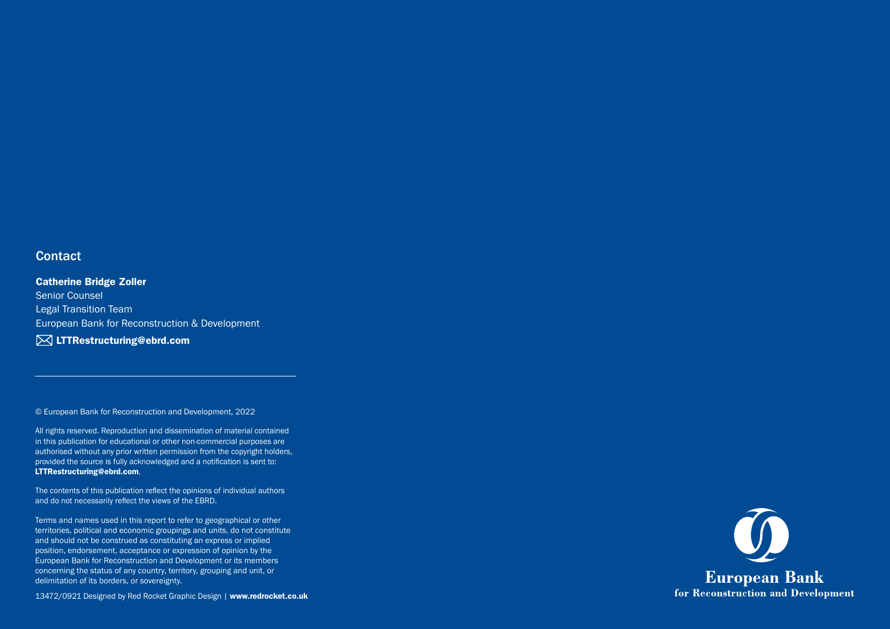## Contact

**Catherine Bridge Zoller**
Senior Counsel
Legal Transition Team
European Bank for Reconstruction & Development
**LTTRestructuring@ebrd.com**

---

© European Bank for Reconstruction and Development, 2022

All rights reserved. Reproduction and dissemination of material contained in this publication for educational or other non-commercial purposes are authorised without any prior written permission from the copyright holders, provided the source is fully acknowledged and a notification is sent to: **LTTRestructuring@ebrd.com**.

The contents of this publication reflect the opinions of individual authors and do not necessarily reflect the views of the EBRD.

Terms and names used in this report to refer to geographical or other territories, political and economic groupings and units, do not constitute and should not be construed as constituting an express or implied position, endorsement, acceptance or expression of opinion by the European Bank for Reconstruction and Development or its members concerning the status of any country, territory, grouping and unit, or delimitation of its borders, or sovereignty.

13472/0921 Designed by Red Rocket Graphic Design | **www.redrocket.co.uk**

European Bank
for Reconstruction and Development